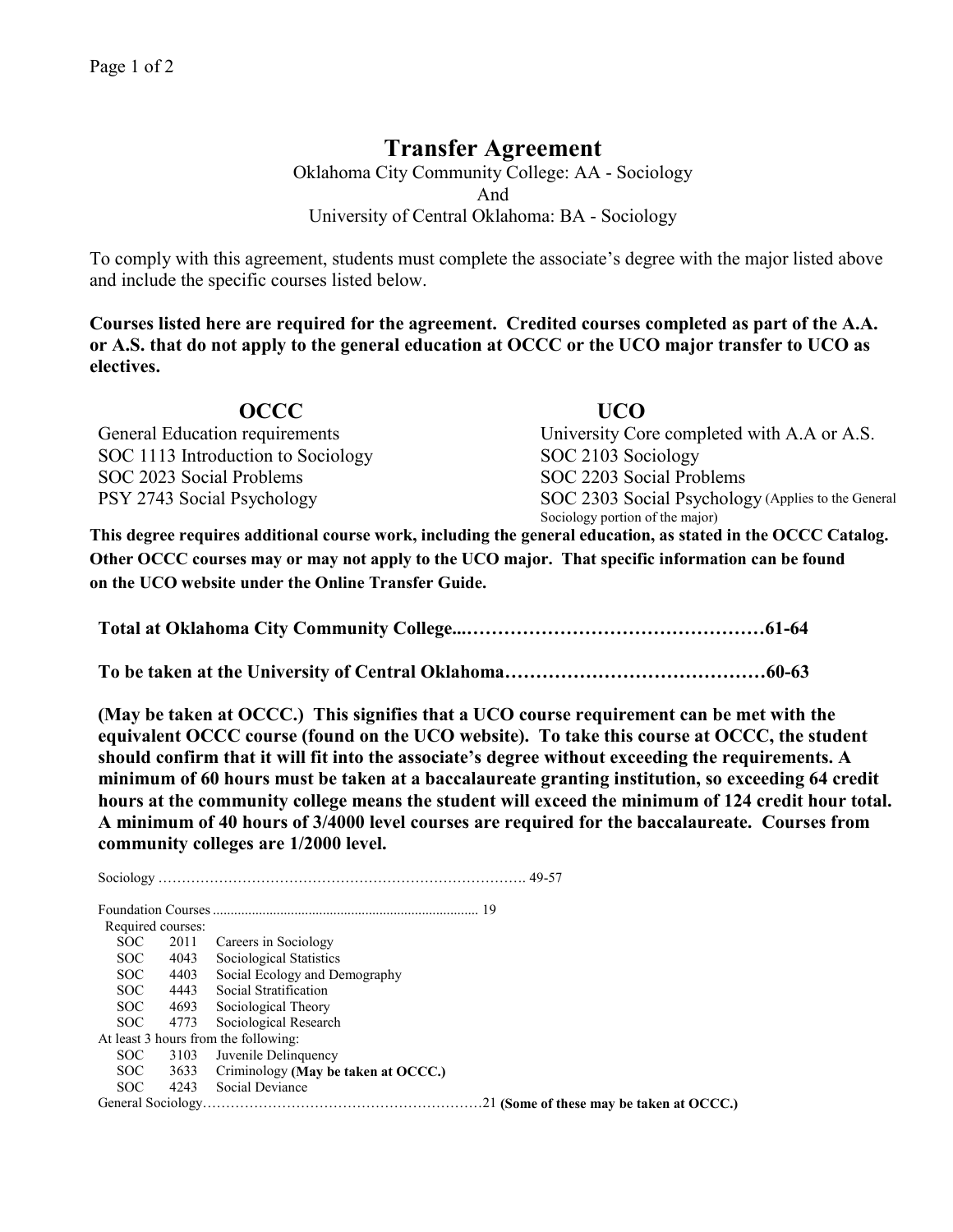# Transfer Agreement

Oklahoma City Community College: AA - Sociology
And
University of Central Oklahoma: BA - Sociology

To comply with this agreement, students must complete the associate's degree with the major listed above and include the specific courses listed below.

**Courses listed here are required for the agreement. Credited courses completed as part of the A.A. or A.S. that do not apply to the general education at OCCC or the UCO major transfer to UCO as electives.**

| OCCC | UCO |
| --- | --- |
| General Education requirements | University Core completed with A.A or A.S. |
| SOC 1113 Introduction to Sociology | SOC 2103 Sociology |
| SOC 2023 Social Problems | SOC 2203 Social Problems |
| PSY 2743 Social Psychology | SOC 2303 Social Psychology (Applies to the General Sociology portion of the major) |

**This degree requires additional course work, including the general education, as stated in the OCCC Catalog. Other OCCC courses may or may not apply to the UCO major. That specific information can be found on the UCO website under the Online Transfer Guide.**

**Total at Oklahoma City Community College....…………………………………………61-64**

**To be taken at the University of Central Oklahoma……………………………………60-63**

**(May be taken at OCCC.) This signifies that a UCO course requirement can be met with the equivalent OCCC course (found on the UCO website). To take this course at OCCC, the student should confirm that it will fit into the associate's degree without exceeding the requirements. A minimum of 60 hours must be taken at a baccalaureate granting institution, so exceeding 64 credit hours at the community college means the student will exceed the minimum of 124 credit hour total. A minimum of 40 hours of 3/4000 level courses are required for the baccalaureate. Courses from community colleges are 1/2000 level.**

Sociology ……………………………………………………………………. 49-57

Foundation Courses ........................................................................ 19

Required courses:

- SOC 2011 Careers in Sociology
- SOC 4043 Sociological Statistics
- SOC 4403 Social Ecology and Demography
- SOC 4443 Social Stratification
- SOC 4693 Sociological Theory
- SOC 4773 Sociological Research

At least 3 hours from the following:

- SOC 3103 Juvenile Delinquency
- SOC 3633 Criminology **(May be taken at OCCC.)**
- SOC 4243 Social Deviance

General Sociology……………………………………………………21 **(Some of these may be taken at OCCC.)**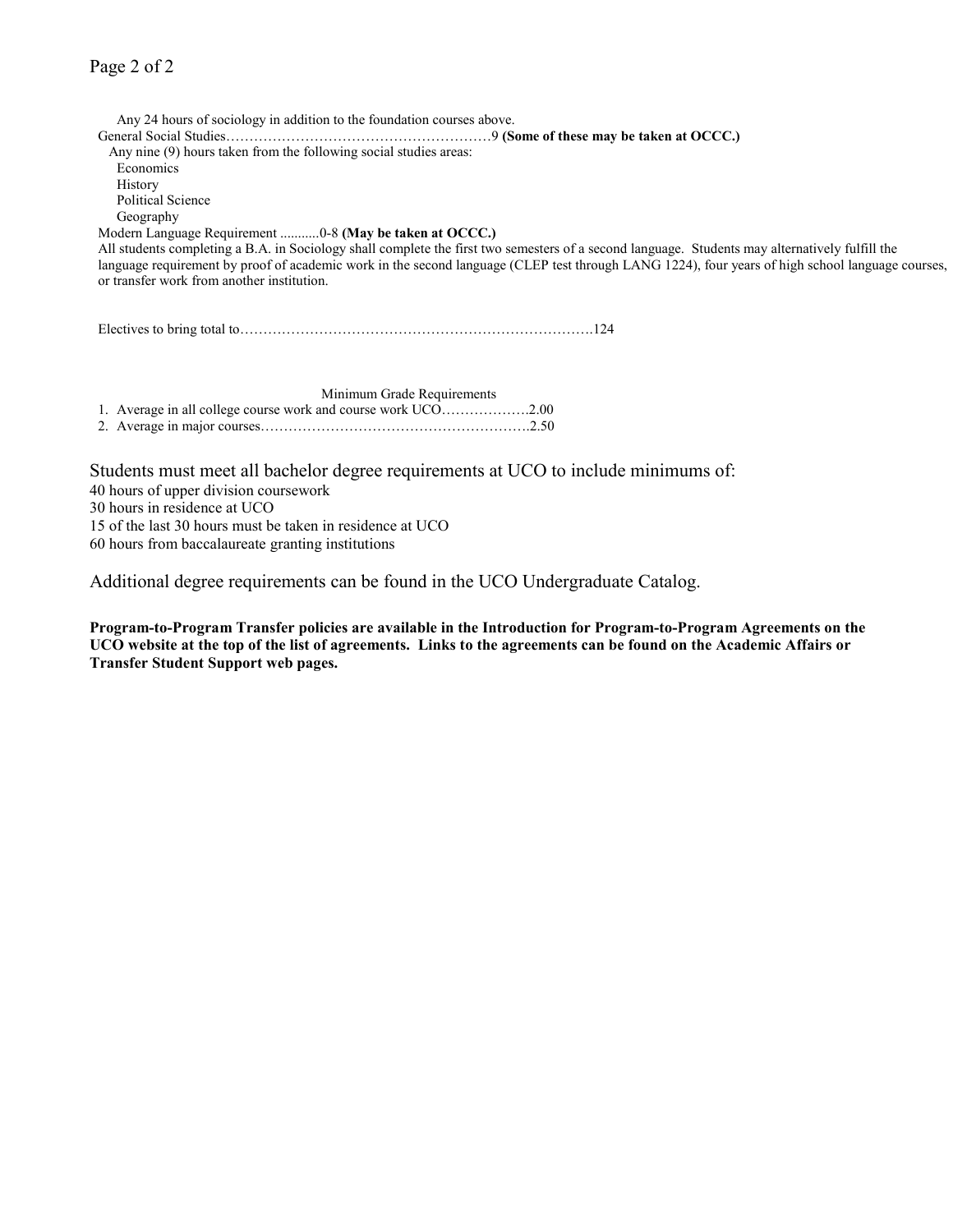Any 24 hours of sociology in addition to the foundation courses above.

General Social Studies……………………………………………………9 **(Some of these may be taken at OCCC.)**

Any nine (9) hours taken from the following social studies areas:

- Economics
- History
- Political Science
- Geography

Modern Language Requirement ...........0-8 **(May be taken at OCCC.)**

All students completing a B.A. in Sociology shall complete the first two semesters of a second language. Students may alternatively fulfill the language requirement by proof of academic work in the second language (CLEP test through LANG 1224), four years of high school language courses, or transfer work from another institution.

Electives to bring total to………………………………………………………………….124

Minimum Grade Requirements

1. Average in all college course work and course work UCO……………….2.00
2. Average in major courses………………………………………………….2.50

Students must meet all bachelor degree requirements at UCO to include minimums of:

40 hours of upper division coursework
30 hours in residence at UCO
15 of the last 30 hours must be taken in residence at UCO
60 hours from baccalaureate granting institutions

Additional degree requirements can be found in the UCO Undergraduate Catalog.

**Program-to-Program Transfer policies are available in the Introduction for Program-to-Program Agreements on the UCO website at the top of the list of agreements. Links to the agreements can be found on the Academic Affairs or Transfer Student Support web pages.**